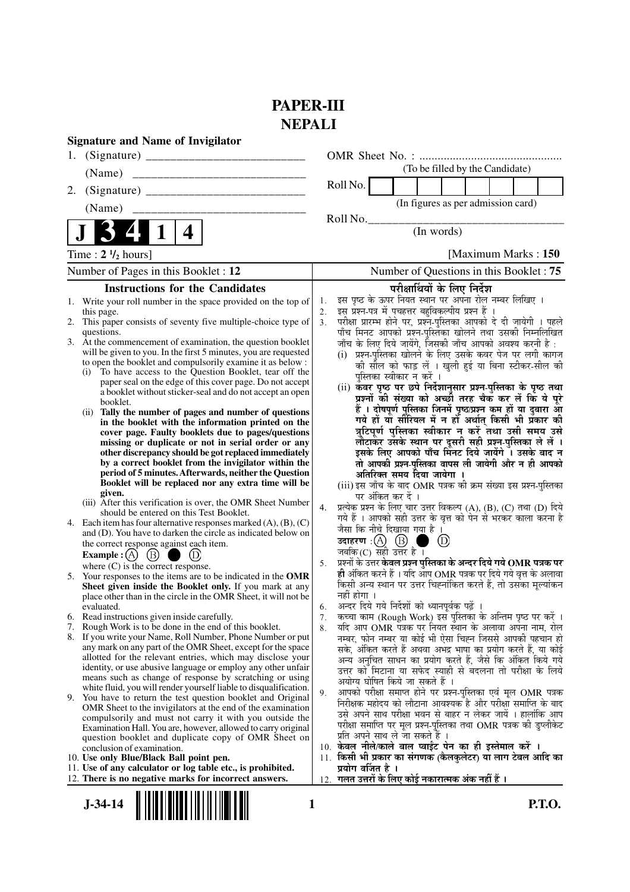# PAPER-III
# NEPALI

**Signature and Name of Invigilator**

1. (Signature) ______________________

   (Name) ______________________

2. (Signature) ______________________

   (Name) ______________________

OMR Sheet No. : ...............................................

(To be filled by the Candidate)

Roll No. | | | | | | | | |

(In figures as per admission card)

Roll No.________________________________

(In words)

**J 3 4 1 4**

Time : **2 ½ hours**] [Maximum Marks : **150**

Number of Pages in this Booklet : **12** | Number of Questions in this Booklet : **75**

## Instructions for the Candidates

1. Write your roll number in the space provided on the top of this page.
2. This paper consists of seventy five multiple-choice type of questions.
3. At the commencement of examination, the question booklet will be given to you. In the first 5 minutes, you are requested to open the booklet and compulsorily examine it as below :
   (i) To have access to the Question Booklet, tear off the paper seal on the edge of this cover page. Do not accept a booklet without sticker-seal and do not accept an open booklet.
   (ii) **Tally the number of pages and number of questions in the booklet with the information printed on the cover page. Faulty booklets due to pages/questions missing or duplicate or not in serial order or any other discrepancy should be got replaced immediately by a correct booklet from the invigilator within the period of 5 minutes. Afterwards, neither the Question Booklet will be replaced nor any extra time will be given.**
   (iii) After this verification is over, the OMR Sheet Number should be entered on this Test Booklet.
4. Each item has four alternative responses marked (A), (B), (C) and (D). You have to darken the circle as indicated below on the correct response against each item.
   **Example :** (A) (B) ● (D)
   where (C) is the correct response.
5. Your responses to the items are to be indicated in the **OMR Sheet given inside the Booklet only.** If you mark at any place other than in the circle in the OMR Sheet, it will not be evaluated.
6. Read instructions given inside carefully.
7. Rough Work is to be done in the end of this booklet.
8. If you write your Name, Roll Number, Phone Number or put any mark on any part of the OMR Sheet, except for the space allotted for the relevant entries, which may disclose your identity, or use abusive language or employ any other unfair means such as change of response by scratching or using white fluid, you will render yourself liable to disqualification.
9. You have to return the test question booklet and Original OMR Sheet to the invigilators at the end of the examination compulsorily and must not carry it with you outside the Examination Hall. You are, however, allowed to carry original question booklet and duplicate copy of OMR Sheet on conclusion of examination.
10. **Use only Blue/Black Ball point pen.**
11. **Use of any calculator or log table etc., is prohibited.**
12. **There is no negative marks for incorrect answers.**

## परीक्षार्थियों के लिए निर्देश

1. इस पृष्ठ के ऊपर नियत स्थान पर अपना रोल नम्बर लिखिए ।
2. इस प्रश्न-पत्र में पचहत्तर बहुविकल्पीय प्रश्न हैं ।
3. परीक्षा प्रारम्भ होने पर, प्रश्न-पुस्तिका आपको दे दी जायेगी । पहले पाँच मिनट आपको प्रश्न-पुस्तिका खोलने तथा उसकी निम्नलिखित जाँच के लिए दिये जायेंगे, जिसकी जाँच आपको अवश्य करनी है :
   (i) प्रश्न-पुस्तिका खोलने के लिए उसके कवर पेज पर लगी कागज की सील को फाड़ लें । खुली हुई या बिना स्टीकर-सील की पुस्तिका स्वीकार न करें ।
   (ii) **कवर पृष्ठ पर छपे निर्देशानुसार प्रश्न-पुस्तिका के पृष्ठ तथा प्रश्नों की संख्या को अच्छी तरह चैक कर लें कि ये पूरे हैं । दोषपूर्ण पुस्तिका जिनमें पृष्ठ/प्रश्न कम हों या दुबारा आ गये हों या सीरियल में न हों अर्थात् किसी भी प्रकार की त्रुटिपूर्ण पुस्तिका स्वीकार न करें तथा उसी समय उसे लौटाकर उसके स्थान पर दूसरी सही प्रश्न-पुस्तिका ले लें । इसके लिए आपको पाँच मिनट दिये जायेंगे । उसके बाद न तो आपकी प्रश्न-पुस्तिका वापस ली जायेगी और न ही आपको अतिरिक्त समय दिया जायेगा ।**
   (iii) इस जाँच के बाद OMR पत्रक की क्रम संख्या इस प्रश्न-पुस्तिका पर अंकित कर दें ।
4. प्रत्येक प्रश्न के लिए चार उत्तर विकल्प (A), (B), (C) तथा (D) दिये गये हैं । आपको सही उत्तर के वृत्त को पेन से भरकर काला करना है जैसा कि नीचे दिखाया गया है ।
   **उदाहरण :** (A) (B) ● (D)
   जबकि (C) सही उत्तर है ।
5. प्रश्नों के उत्तर **केवल प्रश्न पुस्तिका के अन्दर दिये गये OMR पत्रक पर ही** अंकित करने हैं । यदि आप OMR पत्रक पर दिये गये वृत्त के अलावा किसी अन्य स्थान पर उत्तर चिह्नांकित करते हैं, तो उसका मूल्यांकन नहीं होगा ।
6. अन्दर दिये गये निर्देशों को ध्यानपूर्वक पढ़ें ।
7. कच्चा काम (Rough Work) इस पुस्तिका के अन्तिम पृष्ठ पर करें ।
8. यदि आप OMR पत्रक पर नियत स्थान के अलावा अपना नाम, रोल नम्बर, फोन नम्बर या कोई भी ऐसा चिह्न जिससे आपकी पहचान हो सके, अंकित करते हैं अथवा अभद्र भाषा का प्रयोग करते हैं, या कोई अन्य अनुचित साधन का प्रयोग करते हैं, जैसे कि अंकित किये गये उत्तर को मिटाना या सफेद स्याही से बदलना तो परीक्षा के लिये अयोग्य घोषित किये जा सकते हैं ।
9. आपको परीक्षा समाप्त होने पर प्रश्न-पुस्तिका एवं मूल OMR पत्रक निरीक्षक महोदय को लौटाना आवश्यक है और परीक्षा समाप्ति के बाद उसे अपने साथ परीक्षा भवन से बाहर न लेकर जायें । हालांकि आप परीक्षा समाप्ति पर मूल प्रश्न-पुस्तिका तथा OMR पत्रक की डुप्लीकेट प्रति अपने साथ ले जा सकते हैं ।
10. **केवल नीले/काले बाल प्वाईंट पेन का ही इस्तेमाल करें ।**
11. **किसी भी प्रकार का संगणक (कैलकुलेटर) या लाग टेबल आदि का प्रयोग वर्जित है ।**
12. **गलत उत्तरों के लिए कोई नकारात्मक अंक नहीं हैं ।**

**J-34-14** **P.T.O.**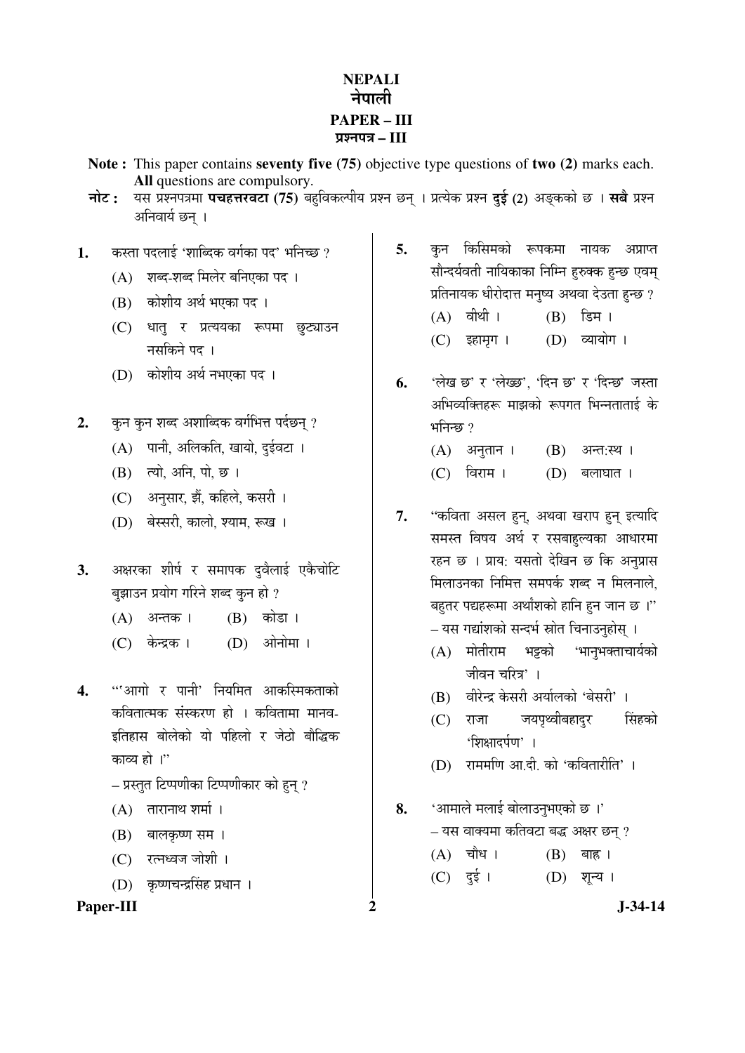# NEPALI
# नेपाली
## PAPER – III
## प्रश्नपत्र – III

**Note :** This paper contains **seventy five (75)** objective type questions of **two (2)** marks each. **All** questions are compulsory.

**नोट :** यस प्रश्नपत्रमा **पचहत्तरवटा (75)** बहुविकल्पीय प्रश्न छन् । प्रत्येक प्रश्न **दुई (2)** अङ्कको छ । **सबै** प्रश्न अनिवार्य छन् ।

1. कस्ता पदलाई 'शाब्दिक वर्गका पद' भनिन्छ ?
   - (A) शब्द-शब्द मिलेर बनिएका पद ।
   - (B) कोशीय अर्थ भएका पद ।
   - (C) धातु र प्रत्ययका रूपमा छुट्याउन नसकिने पद ।
   - (D) कोशीय अर्थ नभएका पद ।

2. कुन कुन शब्द अशाब्दिक वर्गभित्त पर्दछन् ?
   - (A) पानी, अलिकति, खायो, दुईवटा ।
   - (B) त्यो, अनि, पो, छ ।
   - (C) अनुसार, झैं, कहिले, कसरी ।
   - (D) बेस्सरी, कालो, श्याम, रूख ।

3. अक्षरका शीर्ष र समापक दुवैलाई एकैचोटि बुझाउन प्रयोग गरिने शब्द कुन हो ?
   - (A) अन्तक ।
   - (B) कोडा ।
   - (C) केन्द्रक ।
   - (D) ओनोमा ।

4. "'आगो र पानी' नियमित आकस्मिकताको कवितात्मक संस्करण हो । कवितामा मानव-इतिहास बोलेको यो पहिलो र जेठो बौद्धिक काव्य हो ।"
   – प्रस्तुत टिप्पणीका टिप्पणीकार को हुन् ?
   - (A) तारानाथ शर्मा ।
   - (B) बालकृष्ण सम ।
   - (C) रत्नध्वज जोशी ।
   - (D) कृष्णचन्द्रसिंह प्रधान ।

5. कुन किसिमको रूपकमा नायक अप्राप्त सौन्दर्यवती नायिकाका निम्ति हुरुक्क हुन्छ एवम् प्रतिनायक धीरोदात्त मनुष्य अथवा देउता हुन्छ ?
   - (A) वीथी ।
   - (B) डिम ।
   - (C) इहामृग ।
   - (D) व्यायोग ।

6. 'लेख छ' र 'लेख्छ', 'दिन छ' र 'दिन्छ' जस्ता अभिव्यक्तिहरू माझको रूपगत भिन्नताताई के भनिन्छ ?
   - (A) अनुतान ।
   - (B) अन्तःस्थ ।
   - (C) विराम ।
   - (D) बलाघात ।

7. "कविता असल हुनु, अथवा खराप हुनु इत्यादि समस्त विषय अर्थ र रसबाहुल्यका आधारमा रहन छ । प्रायः यसतो देखिन छ कि अनुप्रास मिलाउनका निमित्त समपर्क शब्द न मिलनाले, बहुतर पद्यहरूमा अर्थांशको हानि हुन जान छ ।"
   – यस गद्यांशको सन्दर्भ स्रोत चिनाउनुहोस् ।
   - (A) मोतीराम भट्टको 'भानुभक्ताचार्यको जीवन चरित्र' ।
   - (B) वीरेन्द्र केसरी अर्यालको 'बेसरी' ।
   - (C) राजा जयपृथ्वीबहादुर सिंहको 'शिक्षादर्पण' ।
   - (D) राममणि आ.दी. को 'कवितारीति' ।

8. 'आमाले मलाई बोलाउनुभएको छ ।'
   – यस वाक्यमा कतिवटा बद्ध अक्षर छन् ?
   - (A) चौध ।
   - (B) बाह्र ।
   - (C) दुई ।
   - (D) शून्य ।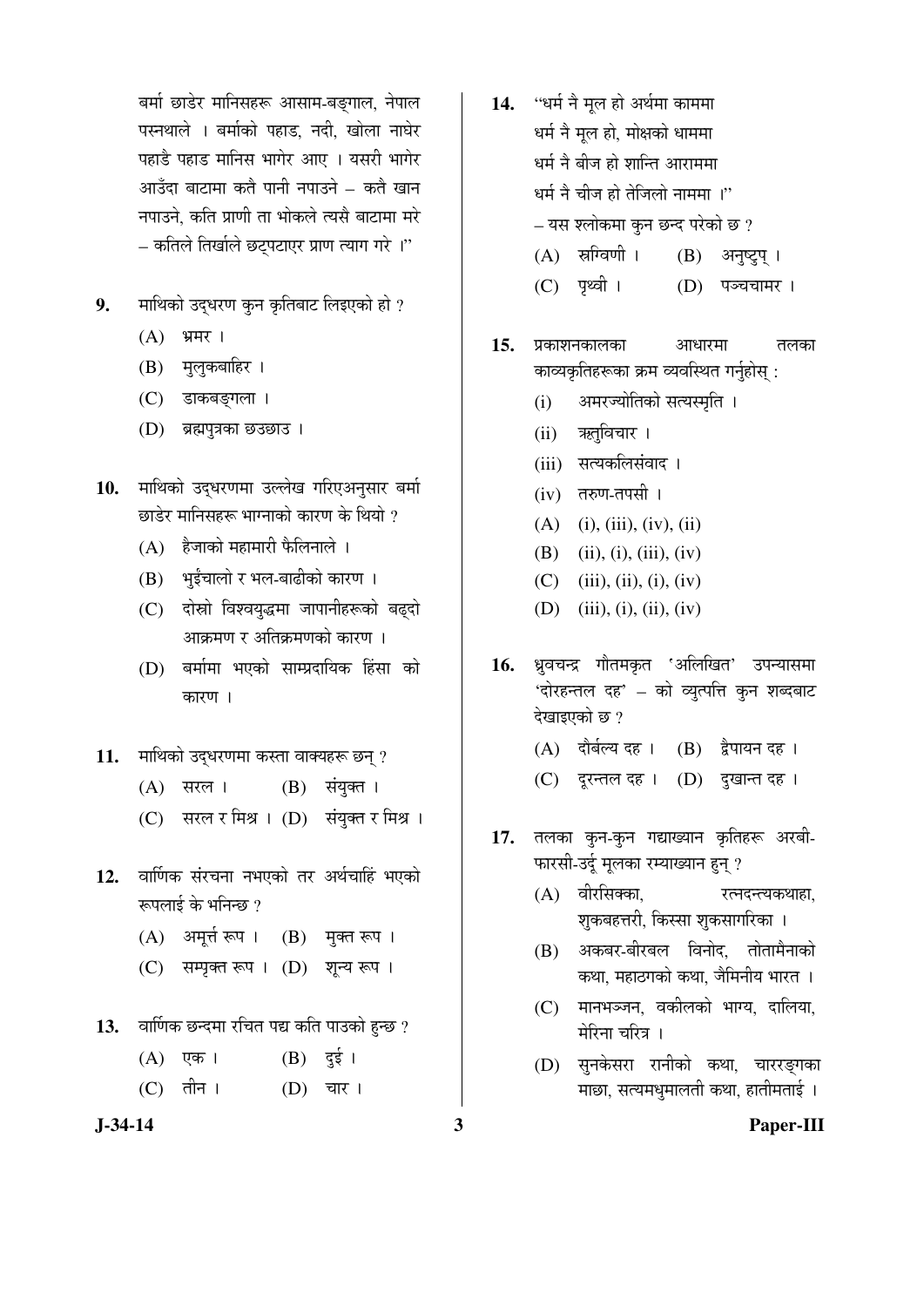बर्मा छाडेर मानिसहरू आसाम-बङ्गाल, नेपाल पस्नथाले । बर्माको पहाड, नदी, खोला नाघेर पहाडै पहाड मानिस भागेर आए । यसरी भागेर आउँदा बाटामा कतै पानी नपाउने – कतै खान नपाउने, कति प्राणी ता भोकले त्यसै बाटामा मरे – कतिले तिर्खाले छट्पटाएर प्राण त्याग गरे ।"

**9.** माथिको उद्धरण कुन कृतिबाट लिइएको हो ?

(A) भ्रमर ।

(B) मुलुकबाहिर ।

(C) डाकबङ्गला ।

(D) ब्रह्मपुत्रका छउछाउ ।

**10.** माथिको उद्धरणमा उल्लेख गरिएअनुसार बर्मा छाडेर मानिसहरू भाग्नाको कारण के थियो ?

(A) हैजाको महामारी फैलिनाले ।

(B) भुईंचालो र भल-बाढीको कारण ।

(C) दोस्रो विश्वयुद्धमा जापानीहरूको बढ्दो आक्रमण र अतिक्रमणको कारण ।

(D) बर्मामा भएको साम्प्रदायिक हिंसा को कारण ।

**11.** माथिको उद्धरणमा कस्ता वाक्यहरू छन् ?

(A) सरल ।   (B) संयुक्त ।

(C) सरल र मिश्र ।   (D) संयुक्त र मिश्र ।

**12.** वार्णिक संरचना नभएको तर अर्थचाहिं भएको रूपलाई के भनिन्छ ?

(A) अमूर्त रूप ।   (B) मुक्त रूप ।

(C) सम्पृक्त रूप ।   (D) शून्य रूप ।

**13.** वार्णिक छन्दमा रचित पद्य कति पाउको हुन्छ ?

(A) एक ।   (B) दुई ।

(C) तीन ।   (D) चार ।

**14.** "धर्म नै मूल हो अर्थमा काममा
धर्म नै मूल हो, मोक्षको धाममा
धर्म नै बीज हो शान्ति आराममा
धर्म नै चीज हो तेजिलो नाममा ।"

– यस श्लोकमा कुन छन्द परेको छ ?

(A) स्रग्विणी ।   (B) अनुष्टुप् ।

(C) पृथ्वी ।   (D) पञ्चचामर ।

**15.** प्रकाशनकालका आधारमा तलका काव्यकृतिहरूका क्रम व्यवस्थित गर्नुहोस् :

(i) अमरज्योतिको सत्यस्मृति ।

(ii) ऋतुविचार ।

(iii) सत्यकलिसंवाद ।

(iv) तरुण-तपसी ।

(A) (i), (iii), (iv), (ii)

(B) (ii), (i), (iii), (iv)

(C) (iii), (ii), (i), (iv)

(D) (iii), (i), (ii), (iv)

**16.** ध्रुवचन्द्र गौतमकृत 'अलिखित' उपन्यासमा 'दोरहन्तल दह' – को व्युत्पत्ति कुन शब्दबाट देखाइएको छ ?

(A) दौर्बल्य दह ।   (B) द्वैपायन दह ।

(C) दूरन्तल दह ।   (D) दुखान्त दह ।

**17.** तलका कुन-कुन गद्याख्यान कृतिहरू अरबी-फारसी-उर्दू मूलका रम्याख्यान हुन् ?

(A) वीरसिक्का, रत्नदन्त्यकथाहा, शुकबहत्तरी, किस्सा शुकसागरिका ।

(B) अकबर-बीरबल विनोद, तोतामैनाको कथा, महाठगको कथा, जैमिनीय भारत ।

(C) मानभञ्जन, वकीलको भाग्य, दालिया, मेरिना चरित्र ।

(D) सुनकेसरा रानीको कथा, चाररङ्गका माछा, सत्यमधुमालती कथा, हातीमताई ।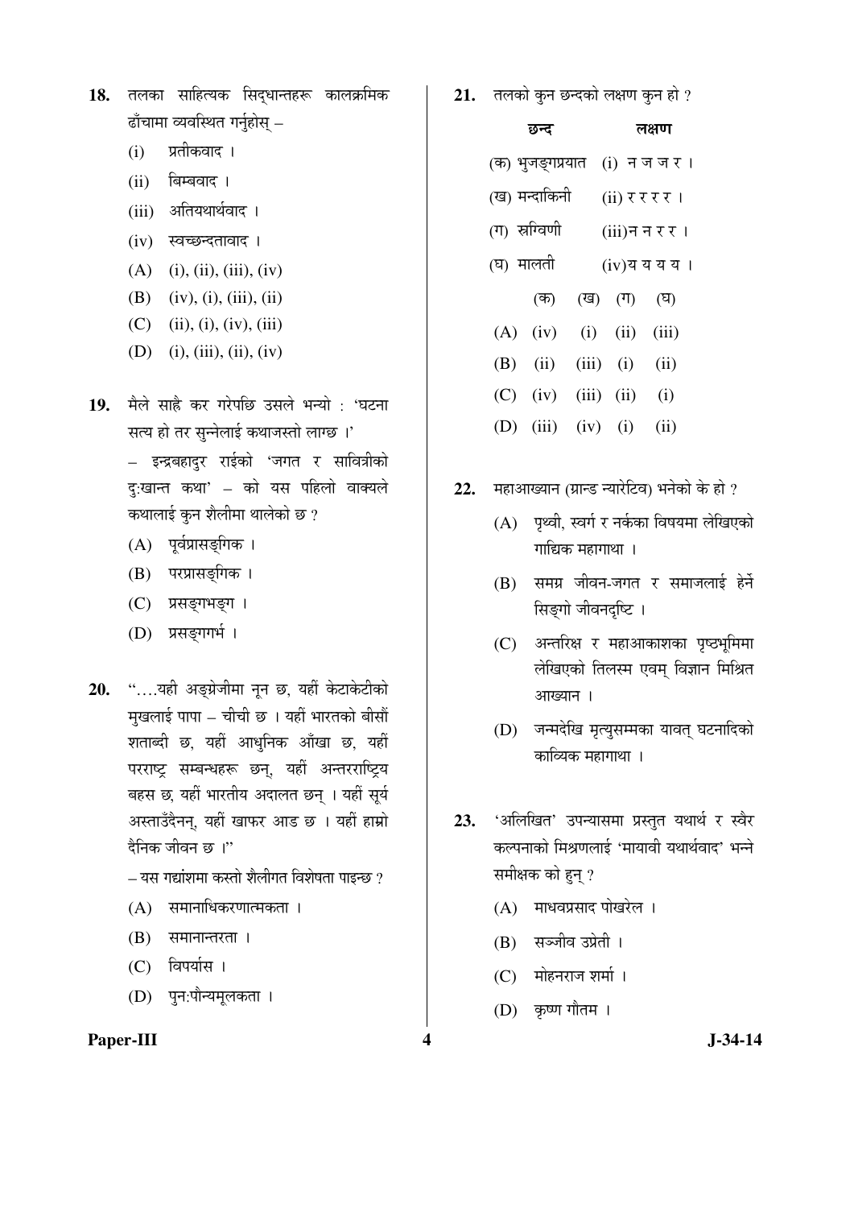18. तलका साहित्यक सिद्धान्तहरू कालक्रमिक ढाँचामा व्यवस्थित गर्नुहोस् –

    (i) प्रतीकवाद ।

    (ii) बिम्बवाद ।

    (iii) अतियथार्थवाद ।

    (iv) स्वच्छन्दतावाद ।

    (A) (i), (ii), (iii), (iv)

    (B) (iv), (i), (iii), (ii)

    (C) (ii), (i), (iv), (iii)

    (D) (i), (iii), (ii), (iv)

19. मैले साह्रै कर गरेपछि उसले भन्यो : 'घटना सत्य हो तर सुन्नेलाई कथाजस्तो लाग्छ ।' – इन्द्रबहादुर राईको 'जगत र सावित्रीको दु:खान्त कथा' – को यस पहिलो वाक्यले कथालाई कुन शैलीमा थालेको छ ?

    (A) पूर्वप्रासङ्गिक ।

    (B) परप्रासङ्गिक ।

    (C) प्रसङ्गभङ्ग ।

    (D) प्रसङ्गगर्भ ।

20. "....यही अङ्ग्रेजीमा नून छ, यहीं केटाकेटीको मुखलाई पापा – चीची छ । यहीं भारतको बीसौं शताब्दी छ, यहीं आधुनिक आँखा छ, यहीं परराष्ट्र सम्बन्धहरू छन्, यहीं अन्तरराष्ट्रिय बहस छ, यहीं भारतीय अदालत छन् । यहीं सूर्य अस्ताउँदैनन्, यहीं खाफर आड छ । यहीं हाम्रो दैनिक जीवन छ ।"

    – यस गद्यांशमा कस्तो शैलीगत विशेषता पाइन्छ ?

    (A) समानाधिकरणात्मकता ।

    (B) समानान्तरता ।

    (C) विपर्यास ।

    (D) पुन:पौन्यमूलकता ।

21. तलको कुन छन्दको लक्षण कुन हो ?

| छन्द | लक्षण |
|---|---|
| (क) भुजङ्गप्रयात | (i) न ज ज र । |
| (ख) मन्दाकिनी | (ii) र र र र । |
| (ग) स्रग्विणी | (iii) न न र र । |
| (घ) मालती | (iv) य य य य । |

|  | (क) | (ख) | (ग) | (घ) |
|---|---|---|---|---|
| (A) | (iv) | (i) | (ii) | (iii) |
| (B) | (ii) | (iii) | (i) | (ii) |
| (C) | (iv) | (iii) | (ii) | (i) |
| (D) | (iii) | (iv) | (i) | (ii) |

22. महाआख्यान (ग्रान्ड न्यारेटिव) भनेको के हो ?

    (A) पृथ्वी, स्वर्ग र नर्कका विषयमा लेखिएको गाद्यिक महागाथा ।

    (B) समग्र जीवन-जगत र समाजलाई हेर्ने सिङ्गो जीवनदृष्टि ।

    (C) अन्तरिक्ष र महाआकाशका पृष्ठभूमिमा लेखिएको तिलस्म एवम् विज्ञान मिश्रित आख्यान ।

    (D) जन्मदेखि मृत्युसम्मका यावत् घटनादिको काव्यिक महागाथा ।

23. 'अलिखित' उपन्यासमा प्रस्तुत यथार्थ र स्वैर कल्पनाको मिश्रणलाई 'मायावी यथार्थवाद' भन्ने समीक्षक को हुन् ?

    (A) माधवप्रसाद पोखरेल ।

    (B) सञ्जीव उप्रेती ।

    (C) मोहनराज शर्मा ।

    (D) कृष्ण गौतम ।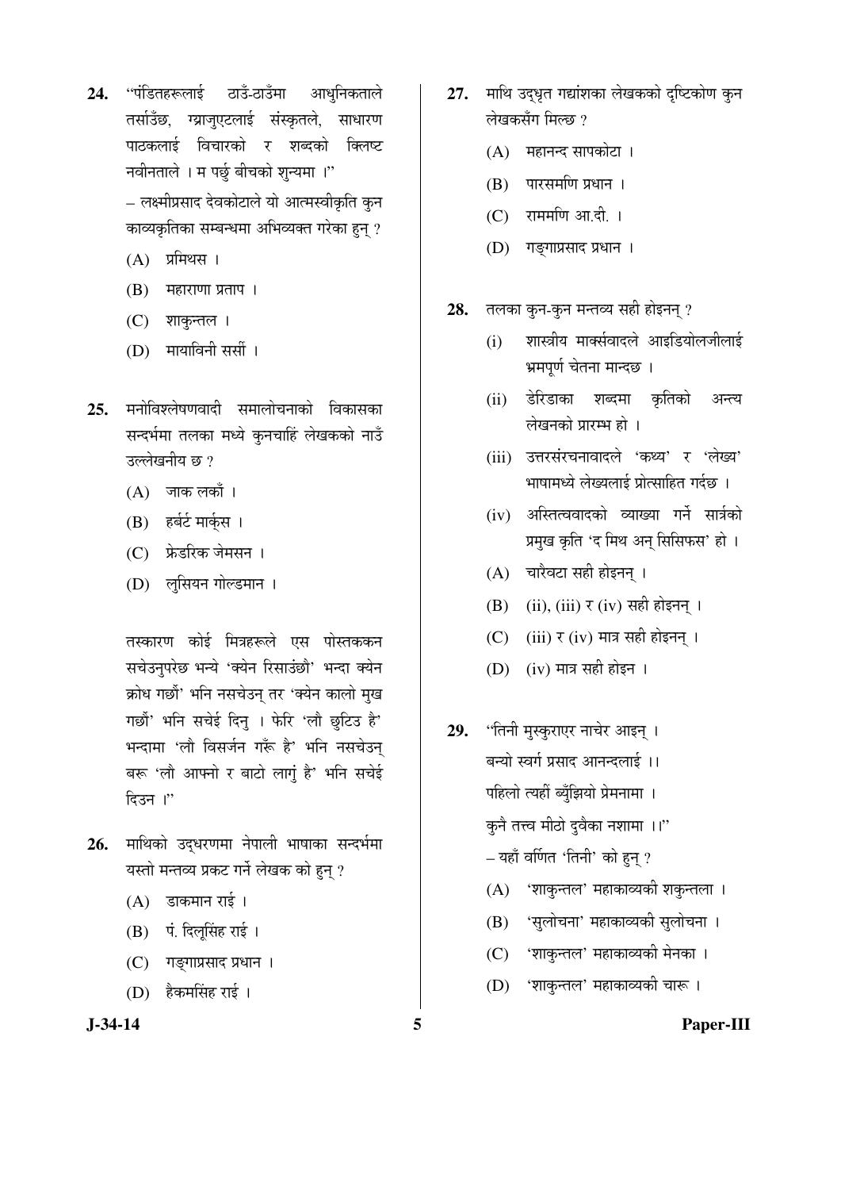24. "पंडितहरूलाई ठाउँ-ठाउँमा आधुनिकताले तर्साउँछ, ग्र्याजुएटलाई संस्कृतले, साधारण पाठकलाई विचारको र शब्दको क्लिष्ट नवीनताले । म पर्छु बीचको शुन्यमा ।"

– लक्ष्मीप्रसाद देवकोटाले यो आत्मस्वीकृति कुन काव्यकृतिका सम्बन्धमा अभिव्यक्त गरेका हुन् ?

(A) प्रमिथस ।

(B) महाराणा प्रताप ।

(C) शाकुन्तल ।

(D) मायाविनी सर्सी ।

25. मनोविश्लेषणवादी समालोचनाको विकासका सन्दर्भमा तलका मध्ये कुनचाहिं लेखकको नाउँ उल्लेखनीय छ ?

(A) जाक लकाँ ।

(B) हर्बर्ट मार्कुस ।

(C) फ्रेडरिक जेमसन ।

(D) लुसियन गोल्डमान ।

तस्कारण कोई मित्रहरूले एस पोस्तककन सचेउनुपरेछ भन्ये 'क्येन रिसाउंछौ' भन्दा क्येन क्रोध गर्छौ' भनि नसचेउन् तर 'क्येन कालो मुख गर्छौ' भनि सचेई दिनु । फेरि 'लौ छुटिउ है' भन्दामा 'लौ विसर्जन गरूँ है' भनि नसचेउन् बरू 'लौ आफ्नो र बाटो लागुं है' भनि सचेई दिउन ।"

26. माथिको उद्धरणमा नेपाली भाषाका सन्दर्भमा यस्तो मन्तव्य प्रकट गर्ने लेखक को हुन् ?

(A) डाकमान राई ।

(B) पं. दिलूसिंह राई ।

(C) गङ्गाप्रसाद प्रधान ।

(D) हैकमसिंह राई ।

27. माथि उद्धृत गद्यांशका लेखकको दृष्टिकोण कुन लेखकसँग मिल्छ ?

(A) महानन्द सापकोटा ।

(B) पारसमणि प्रधान ।

(C) राममणि आ.दी. ।

(D) गङ्गाप्रसाद प्रधान ।

28. तलका कुन-कुन मन्तव्य सही होइनन् ?

(i) शास्त्रीय मार्क्सवादले आइडियोलजीलाई भ्रमपूर्ण चेतना मान्दछ ।

(ii) डेरिडाका शब्दमा कृतिको अन्त्य लेखनको प्रारम्भ हो ।

(iii) उत्तरसंरचनावादले 'कथ्य' र 'लेख्य' भाषामध्ये लेख्यलाई प्रोत्साहित गर्दछ ।

(iv) अस्तित्ववादको व्याख्या गर्ने सार्त्रको प्रमुख कृति 'द मिथ अन् सिसिफस' हो ।

(A) चारैवटा सही होइनन् ।

(B) (ii), (iii) र (iv) सही होइनन् ।

(C) (iii) र (iv) मात्र सही होइनन् ।

(D) (iv) मात्र सही होइन ।

29. "तिनी मुस्कुराएर नाचेर आइन् ।
बन्यो स्वर्ग प्रसाद आनन्दलाई ।।
पहिलो त्यहीं ब्युँझियो प्रेमनामा ।
कुनै तत्त्व मीठो दुवैका नशामा ।।"

– यहाँ वर्णित 'तिनी' को हुन् ?

(A) 'शाकुन्तल' महाकाव्यकी शकुन्तला ।

(B) 'सुलोचना' महाकाव्यकी सुलोचना ।

(C) 'शाकुन्तल' महाकाव्यकी मेनका ।

(D) 'शाकुन्तल' महाकाव्यकी चारू ।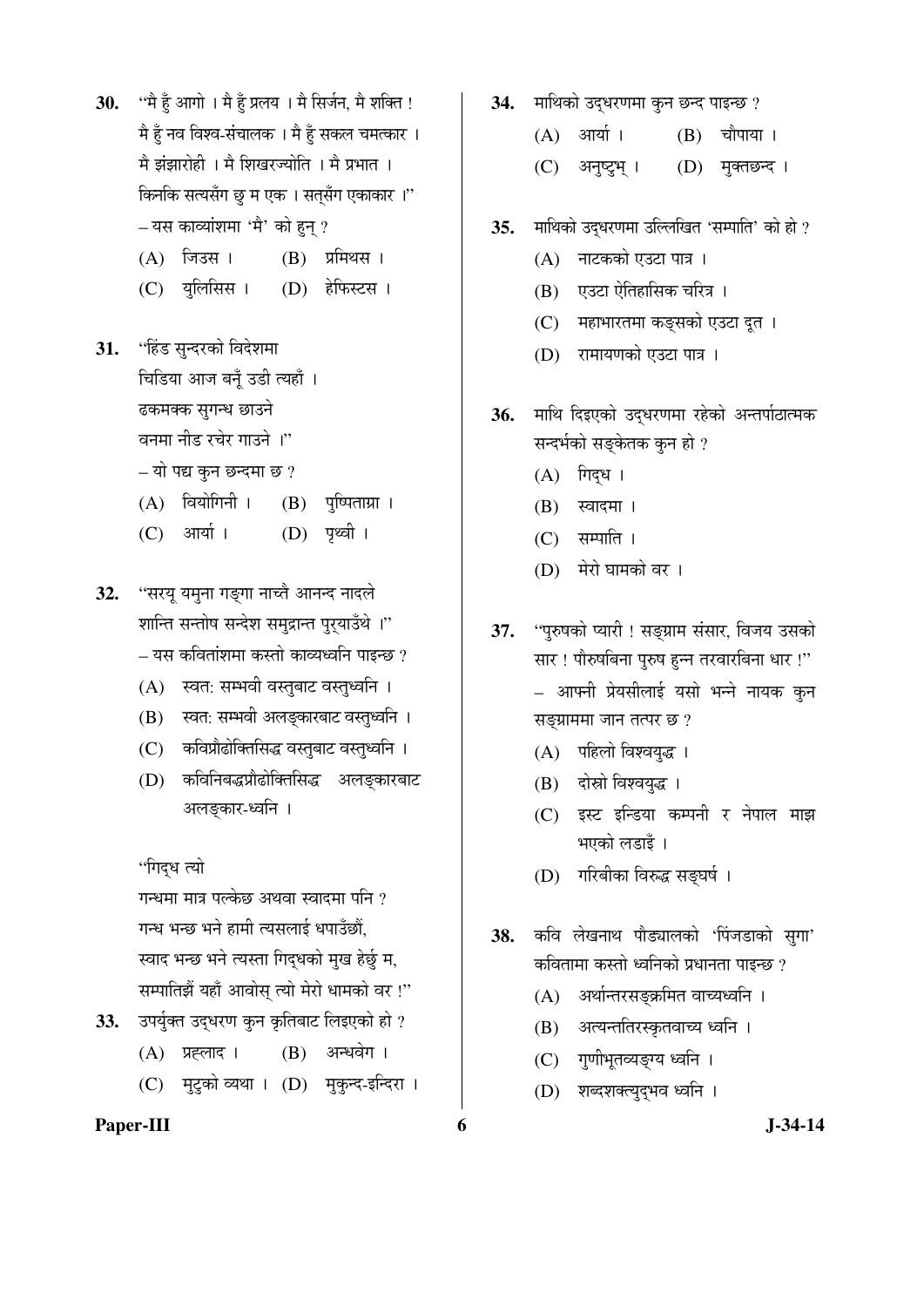**30.** "मै हुँ आगो । मै हुँ प्रलय । मै सिर्जन, मै शक्ति !
मै हुँ नव विश्व-संचालक । मै हुँ सकल चमत्कार ।
मै झंझारोही । मै शिखरज्योति । मै प्रभात ।
किनकि सत्यसँग छु म एक । सत्सँग एकाकार ।"
– यस काव्यांशमा 'मै' को हुन् ?

(A) जिउस ।
(B) प्रमिथस ।
(C) युलिसिस ।
(D) हेफिस्टस ।

**31.** "हिंड सुन्दरको विदेशमा
चिडिया आज बनूँ उडी त्यहाँ ।
ढकमक्क सुगन्ध छाउने
वनमा नीड रचेर गाउने ।"
– यो पद्य कुन छन्दमा छ ?

(A) वियोगिनी ।
(B) पुष्पिताग्रा ।
(C) आर्या ।
(D) पृथ्वी ।

**32.** "सरयू यमुना गङ्गा नाच्तै आनन्द नादले
शान्ति सन्तोष सन्देश समुद्रान्त पुर्‍याउँथे ।"
– यस कवितांशमा कस्तो काव्यध्वनि पाइन्छ ?

(A) स्वत: सम्भवी वस्तुबाट वस्तुध्वनि ।
(B) स्वत: सम्भवी अलङ्कारबाट वस्तुध्वनि ।
(C) कविप्रौढोक्तिसिद्ध वस्तुबाट वस्तुध्वनि ।
(D) कविनिबद्धप्रौढोक्तिसिद्ध अलङ्कारबाट अलङ्कार-ध्वनि ।

"गिद्ध त्यो
गन्धमा मात्र पल्केछ अथवा स्वादमा पनि ?
गन्ध भन्छ भने हामी त्यसलाई धपाउँछौं,
स्वाद भन्छ भने त्यस्ता गिद्धको मुख हेर्छु म,
सम्पातिझैं यहाँ आवोस् त्यो मेरो धामको वर !"

**33.** उपर्युक्त उद्धरण कुन कृतिबाट लिइएको हो ?

(A) प्रह्लाद ।
(B) अन्धवेग ।
(C) मुटुको व्यथा ।
(D) मुकुन्द-इन्दिरा ।

**34.** माथिको उद्धरणमा कुन छन्द पाइन्छ ?

(A) आर्या ।
(B) चौपाया ।
(C) अनुष्टुभ् ।
(D) मुक्तछन्द ।

**35.** माथिको उद्धरणमा उल्लिखित 'सम्पाति' को हो ?

(A) नाटकको एउटा पात्र ।
(B) एउटा ऐतिहासिक चरित्र ।
(C) महाभारतमा कङ्सको एउटा दूत ।
(D) रामायणको एउटा पात्र ।

**36.** माथि दिइएको उद्धरणमा रहेको अन्तर्पाठात्मक सन्दर्भको सङ्केतक कुन हो ?

(A) गिद्ध ।
(B) स्वादमा ।
(C) सम्पाति ।
(D) मेरो घामको वर ।

**37.** "पुरुषको प्यारी ! सङ्ग्राम संसार, विजय उसको सार ! पौरुषबिना पुरुष हुन्न तरवारबिना धार !"
– आफ्नी प्रेयसीलाई यसो भन्ने नायक कुन सङ्ग्राममा जान तत्पर छ ?

(A) पहिलो विश्वयुद्ध ।
(B) दोस्रो विश्वयुद्ध ।
(C) इस्ट इन्डिया कम्पनी र नेपाल माझ भएको लडाइँ ।
(D) गरिबीका विरुद्ध सङ्घर्ष ।

**38.** कवि लेखनाथ पौड्यालको 'पिंजडाको सुगा' कवितामा कस्तो ध्वनिको प्रधानता पाइन्छ ?

(A) अर्थान्तरसङ्क्रमित वाच्यध्वनि ।
(B) अत्यन्ततिरस्कृतवाच्य ध्वनि ।
(C) गुणीभूतव्यङ्ग्य ध्वनि ।
(D) शब्दशक्त्युद्भव ध्वनि ।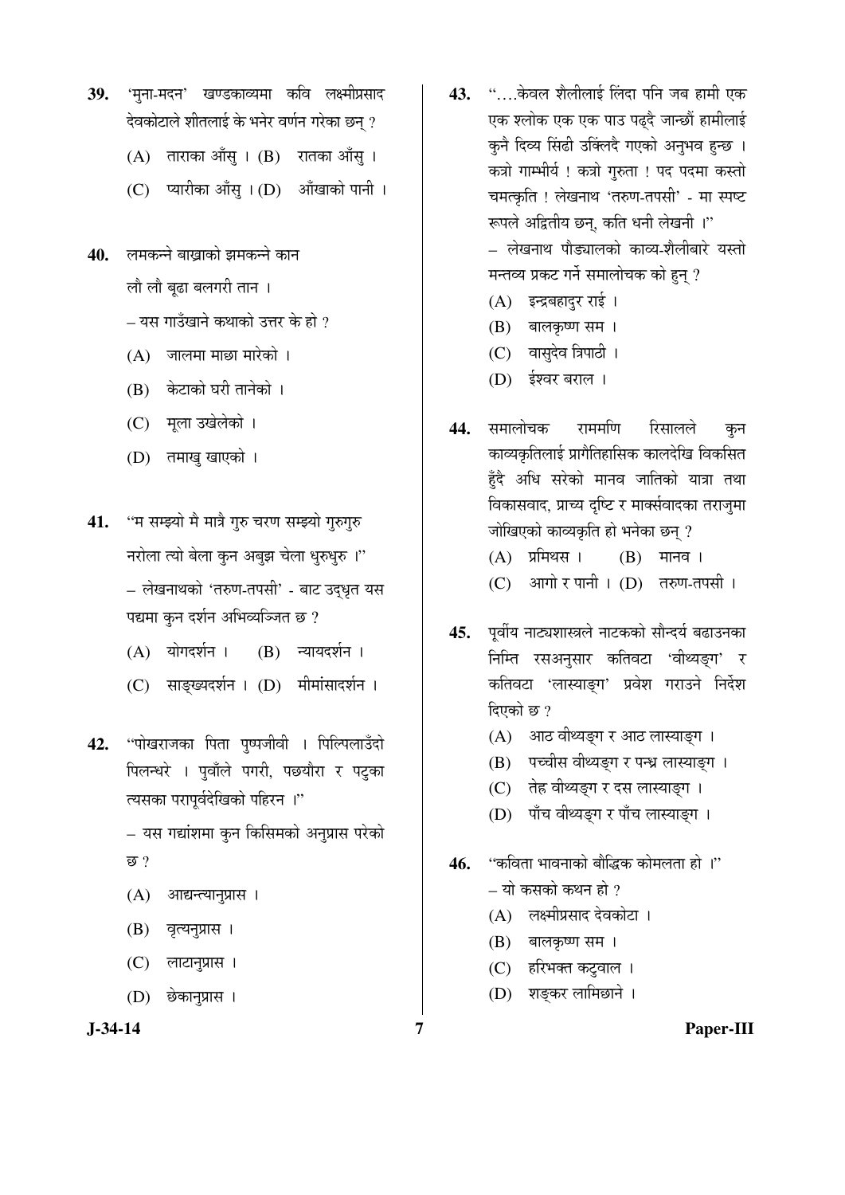39. 'मुना-मदन' खण्डकाव्यमा कवि लक्ष्मीप्रसाद देवकोटाले शीतलाई के भनेर वर्णन गरेका छन् ?

(A) ताराका आँसु । (B) रातका आँसु ।

(C) प्यारीका आँसु । (D) आँखाको पानी ।

40. लमकन्ने बाख्राको झमकन्ने कान
लौ लौ बूढा बलगरी तान ।

– यस गाउँखाने कथाको उत्तर के हो ?

(A) जालमा माछा मारेको ।

(B) केटाको घरी तानेको ।

(C) मूला उखेलेको ।

(D) तमाखु खाएको ।

41. "म सम्झ्यो मै मात्रै गुरु चरण सम्झ्यो गुरुगुरु
नरोला त्यो बेला कुन अबुझ चेला धुरुधुरु ।"

– लेखनाथको 'तरुण-तपसी' - बाट उद्धृत यस पद्यमा कुन दर्शन अभिव्यञ्जित छ ?

(A) योगदर्शन । (B) न्यायदर्शन ।

(C) साङ्ख्यदर्शन । (D) मीमांसादर्शन ।

42. "पोखराजका पिता पुष्पजीवी । पिल्पिलाउँदो पिलन्धरे । पुवाँले पगरी, पछ्यौरा र पटुका त्यसका परापूर्वदेखिको पहिरन ।"

– यस गद्यांशमा कुन किसिमको अनुप्रास परेको छ ?

(A) आद्यन्त्यानुप्रास ।

(B) वृत्यनुप्रास ।

(C) लाटानुप्रास ।

(D) छेकानुप्रास ।

43. "....केवल शैलीलाई लिंदा पनि जब हामी एक एक श्लोक एक एक पाउ पढ्दै जान्छौं हामीलाई कुनै दिव्य सिंढी उक्लिंदै गएको अनुभव हुन्छ । कत्रो गाम्भीर्य ! कत्रो गुरुता ! पद पदमा कस्तो चमत्कृति ! लेखनाथ 'तरुण-तपसी' - मा स्पष्ट रूपले अद्वितीय छन्, कति धनी लेखनी ।"

– लेखनाथ पौड्यालको काव्य-शैलीबारे यस्तो मन्तव्य प्रकट गर्ने समालोचक को हुन् ?

(A) इन्द्रबहादुर राई ।

(B) बालकृष्ण सम ।

(C) वासुदेव त्रिपाठी ।

(D) ईश्वर बराल ।

44. समालोचक राममणि रिसालले कुन काव्यकृतिलाई प्रागैतिहासिक कालदेखि विकसित हुँदै अघि सरेको मानव जातिको यात्रा तथा विकासवाद, प्राच्य दृष्टि र मार्क्सवादका तराजुमा जोखिएको काव्यकृति हो भनेका छन् ?

(A) प्रमिथस । (B) मानव ।

(C) आगो र पानी । (D) तरुण-तपसी ।

45. पूर्वीय नाट्यशास्त्रले नाटकको सौन्दर्य बढाउनका निम्ति रसअनुसार कतिवटा 'वीथ्यङ्ग' र कतिवटा 'लास्याङ्ग' प्रवेश गराउने निर्देश दिएको छ ?

(A) आठ वीथ्यङ्ग र आठ लास्याङ्ग ।

(B) पच्चीस वीथ्यङ्ग र पन्ध्र लास्याङ्ग ।

(C) तेह्र वीथ्यङ्ग र दस लास्याङ्ग ।

(D) पाँच वीथ्यङ्ग र पाँच लास्याङ्ग ।

46. "कविता भावनाको बौद्धिक कोमलता हो ।"

– यो कसको कथन हो ?

(A) लक्ष्मीप्रसाद देवकोटा ।

(B) बालकृष्ण सम ।

(C) हरिभक्त कटुवाल ।

(D) शङ्कर लामिछाने ।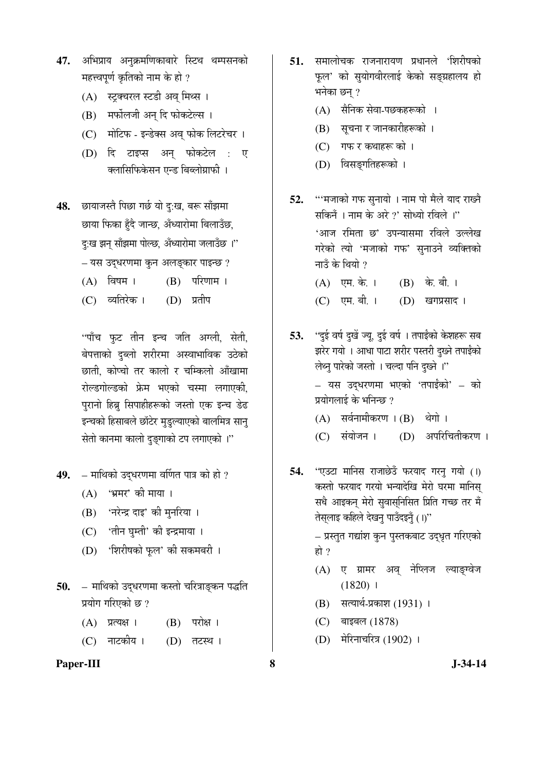47. अभिप्राय अनुक्रमणिकाबारे स्टिथ थम्पसनको महत्त्वपूर्ण कृतिको नाम के हो ?

    (A) स्ट्रक्चरल स्टडी अव् मिथ्स ।
    (B) मर्फोलजी अन् दि फोकटेल्स ।
    (C) मोटिफ - इन्डेक्स अव् फोक लिटरेचर ।
    (D) दि टाइप्स अन् फोकटेल : ए क्लासिफिकेसन एन्ड बिब्लोग्राफी ।

48. छायाजस्तै पिछा गर्छ यो दु:ख, बरू साँझमा
छाया फिका हुँदै जान्छ, अँध्यारोमा बिलाउँछ,
दु:ख झन् साँझमा पोल्छ, अँध्यारोमा जलाउँछ ।"
– यस उद्धरणमा कुन अलङ्कार पाइन्छ ?

    (A) विषम ।
    (B) परिणाम ।
    (C) व्यतिरेक ।
    (D) प्रतीप

"पाँच फुट तीन इन्च जति अग्ली, सेती, बेपत्ताको दुब्लो शरीरमा अस्वाभाविक उठेको छाती, कोप्चो तर कालो र चम्किलो आँखामा रोल्डगोल्डको फ्रेम भएको चस्मा लगाएकी, पुरानो हिब्रु सिपाहीहरूको जस्तो एक इन्च डेढ इन्चको हिसाबले छाँटेर मुडुल्याएको बालमित्र सानु सेतो कानमा कालो दुङ्गाको टप लगाएको ।"

49. – माथिको उद्धरणमा वर्णित पात्र को हो ?

    (A) 'भ्रमर' की माया ।
    (B) 'नरेन्द्र दाइ' की मुनरिया ।
    (C) 'तीन घुम्ती' की इन्द्रमाया ।
    (D) 'शिरीषको फूल' की सकमबरी ।

50. – माथिको उद्धरणमा कस्तो चरित्राङ्कन पद्धति प्रयोग गरिएको छ ?

    (A) प्रत्यक्ष ।
    (B) परोक्ष ।
    (C) नाटकीय ।
    (D) तटस्थ ।

51. समालोचक राजनारायण प्रधानले 'शिरीषको फूल' को सुयोगवीरलाई केको सङ्ग्रहालय हो भनेका छन् ?

    (A) सैनिक सेवा-पछकहरूको ।
    (B) सूचना र जानकारीहरूको ।
    (C) गफ र कथाहरू को ।
    (D) विसङ्गतिहरूको ।

52. "'मजाको गफ सुनायो । नाम पो मैले याद राख्नै सकिनँ । नाम के अरे ?' सोध्यो रविले ।"
'आज रमिता छ' उपन्यासमा रविले उल्लेख गरेको त्यो 'मजाको गफ' सुनाउने व्यक्तिको नाउँ के थियो ?

    (A) एम. के. ।
    (B) के. बी. ।
    (C) एम. बी. ।
    (D) खगप्रसाद ।

53. "दुई वर्ष दुखें ज्यू, दुई वर्ष । तपाईंको केशहरू सब झरेर गयो । आधा पाटा शरीर पस्तरी दुख्ने तपाईंको लेथ्नु पारेको जस्तो । चल्दा पनि दुख्ने ।"
– यस उद्धरणमा भएको 'तपाईंको' – को प्रयोगलाई के भनिन्छ ?

    (A) सर्वनामीकरण ।
    (B) थेगो ।
    (C) संयोजन ।
    (D) अपरिचितीकरण ।

54. "एउटा मानिस राजाछेउँ फरयाद गरनु गयो (।) कस्तो फरयाद गरयो भन्यादेखि मेरो घरमा मानिस् सधै आइकन् मेरो सुवासूनिसित प्रिति गच्छ तर मँ तेस्लाइ कहिले देखनु पाउँदइनुँ (।)"
– प्रस्तुत गद्यांश कुन पुस्तकबाट उद्धृत गरिएको हो ?

    (A) ए ग्रामर अव् नेप्लिज ल्याङ्ग्वेज (1820) ।
    (B) सत्यार्थ-प्रकाश (1931) ।
    (C) बाइबल (1878)
    (D) मेरिनाचरित्र (1902) ।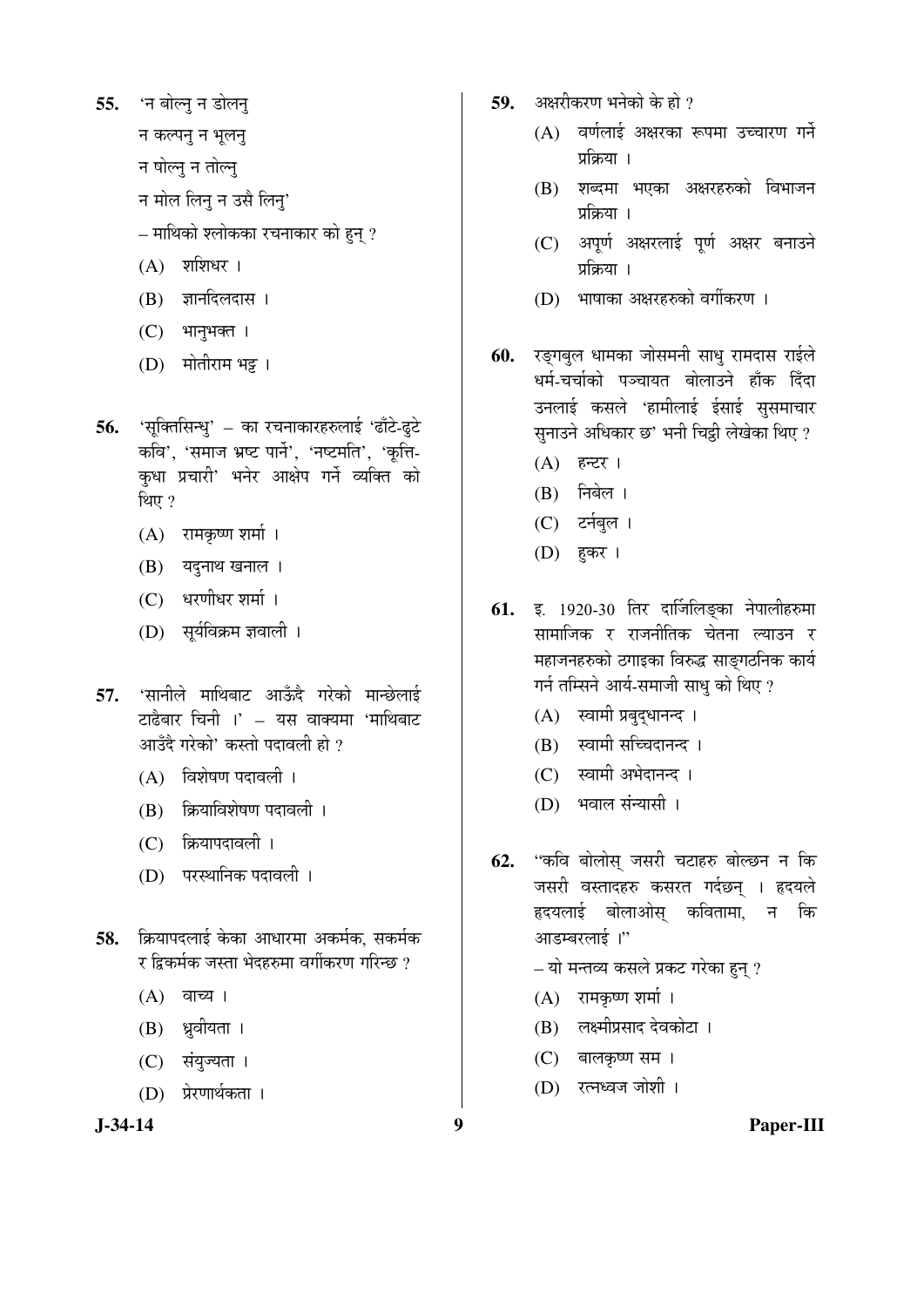55. 'न बोल्नु न डोलनु

    न कल्पनु न भूलनु

    न षोल्नु न तोल्नु

    न मोल लिनु न उसै लिनु'

    – माथिको श्लोकका रचनाकार को हुन् ?

    (A) शशिधर ।

    (B) ज्ञानदिलदास ।

    (C) भानुभक्त ।

    (D) मोतीराम भट्ट ।

56. 'सूक्तिसिन्धु' – का रचनाकारहरुलाई 'ढाँटे-ढुटे कवि', 'समाज भ्रष्ट पार्ने', 'नष्टमति', 'कूक्ति-कुधा प्रचारी' भनेर आक्षेप गर्ने व्यक्ति को थिए ?

    (A) रामकृष्ण शर्मा ।

    (B) यदुनाथ खनाल ।

    (C) धरणीधर शर्मा ।

    (D) सूर्यविक्रम ज्ञवाली ।

57. 'सानीले माथिबाट आऊँदै गरेको मान्छेलाई टाढैबार चिनी ।' – यस वाक्यमा 'माथिबाट आउँदै गरेको' कस्तो पदावली हो ?

    (A) विशेषण पदावली ।

    (B) क्रियाविशेषण पदावली ।

    (C) क्रियापदावली ।

    (D) परस्थानिक पदावली ।

58. क्रियापदलाई केका आधारमा अकर्मक, सकर्मक र द्विकर्मक जस्ता भेदहरुमा वर्गीकरण गरिन्छ ?

    (A) वाच्य ।

    (B) ध्रुवीयता ।

    (C) संयुज्यता ।

    (D) प्रेरणार्थकता ।

59. अक्षरीकरण भनेको के हो ?

    (A) वर्णलाई अक्षरका रूपमा उच्चारण गर्ने प्रक्रिया ।

    (B) शब्दमा भएका अक्षरहरुको विभाजन प्रक्रिया ।

    (C) अपूर्ण अक्षरलाई पूर्ण अक्षर बनाउने प्रक्रिया ।

    (D) भाषाका अक्षरहरुको वर्गीकरण ।

60. रङ्गबुल धामका जोसमनी साधु रामदास राईले धर्म-चर्चाको पञ्चायत बोलाउने हाँक दिँदा उनलाई कसले 'हामीलाई ईसाई सुसमाचार सुनाउने अधिकार छ' भनी चिट्ठी लेखेका थिए ?

    (A) हन्टर ।

    (B) निबेल ।

    (C) टर्नबुल ।

    (D) हुकर ।

61. इ. 1920-30 तिर दार्जिलिङ्का नेपालीहरुमा सामाजिक र राजनीतिक चेतना ल्याउन र महाजनहरुको ठगाइका विरुद्ध साङ्गठनिक कार्य गर्न तम्सिने आर्य-समाजी साधु को थिए ?

    (A) स्वामी प्रबुद्धानन्द ।

    (B) स्वामी सच्चिदानन्द ।

    (C) स्वामी अभेदानन्द ।

    (D) भवाल संन्यासी ।

62. "कवि बोलोस् जसरी चटाहरु बोल्छन न कि जसरी वस्तादहरु कसरत गर्दछन् । हृदयले हृदयलाई बोलाओस् कवितामा, न कि आडम्बरलाई ।"

    – यो मन्तव्य कसले प्रकट गरेका हुन् ?

    (A) रामकृष्ण शर्मा ।

    (B) लक्ष्मीप्रसाद देवकोटा ।

    (C) बालकृष्ण सम ।

    (D) रत्नध्वज जोशी ।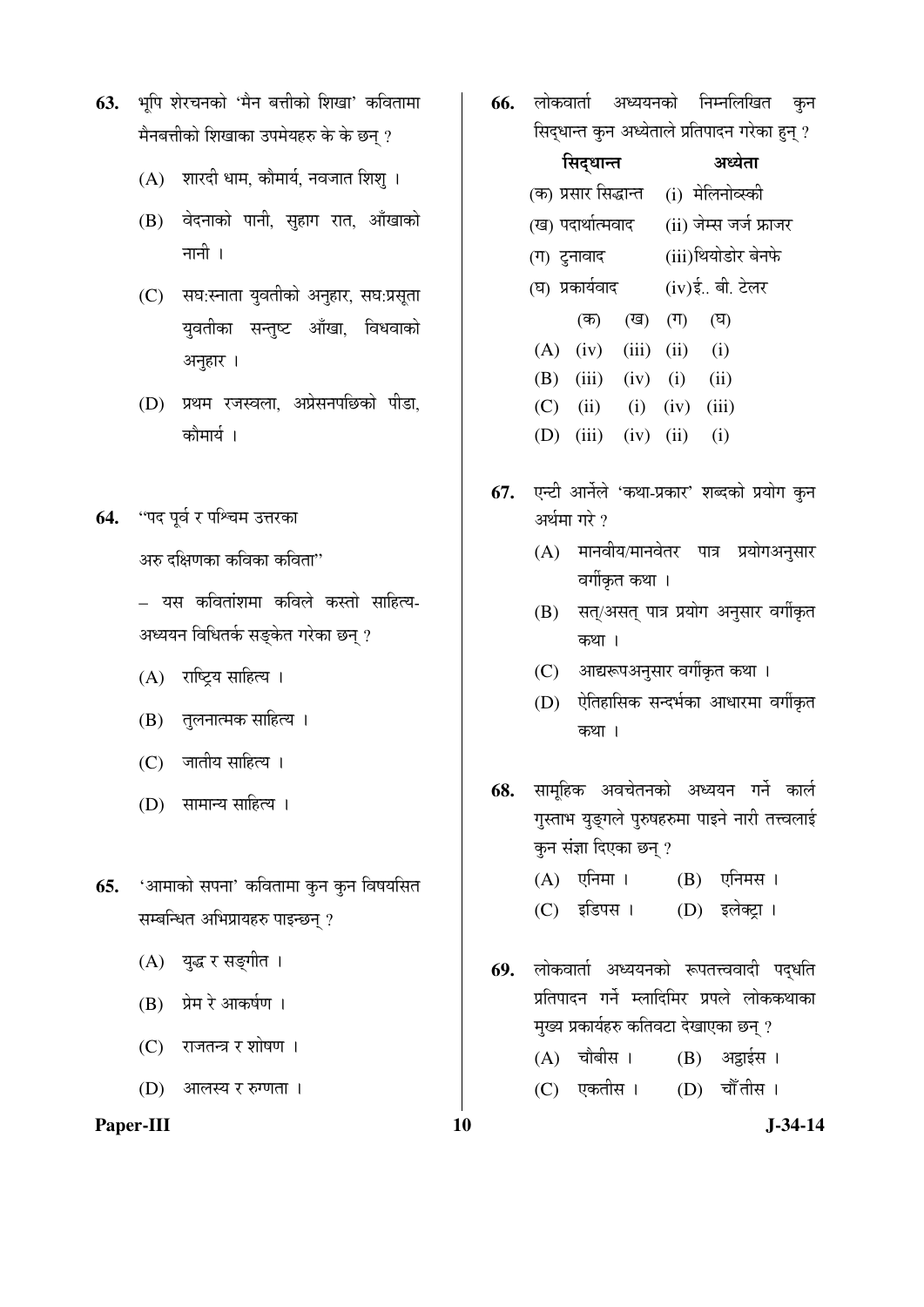63. भूपि शेरचनको 'मैन बत्तीको शिखा' कवितामा मैनबत्तीको शिखाका उपमेयहरु के के छन् ?

(A) शारदी धाम, कौमार्य, नवजात शिशु ।

(B) वेदनाको पानी, सुहाग रात, आँखाको नानी ।

(C) सद्यःस्नाता युवतीको अनुहार, सद्यःप्रसूता युवतीका सन्तुष्ट आँखा, विधवाको अनुहार ।

(D) प्रथम रजस्वला, अप्रेसनपछिको पीडा, कौमार्य ।

64. "पद पूर्व र पश्चिम उत्तरका

अरु दक्षिणका कविका कविता"

– यस कवितांशमा कविले कस्तो साहित्य-अध्ययन विधितर्क सङ्केत गरेका छन् ?

(A) राष्ट्रिय साहित्य ।

(B) तुलनात्मक साहित्य ।

(C) जातीय साहित्य ।

(D) सामान्य साहित्य ।

65. 'आमाको सपना' कवितामा कुन कुन विषयसित सम्बन्धित अभिप्रायहरु पाइन्छन् ?

(A) युद्ध र सङ्गीत ।

(B) प्रेम रे आकर्षण ।

(C) राजतन्त्र र शोषण ।

(D) आलस्य र रुग्णता ।

66. लोकवार्ता अध्ययनको निम्नलिखित कुन सिद्धान्त कुन अध्येताले प्रतिपादन गरेका हुन् ?

| सिद्धान्त | अध्येता |
|---|---|
| (क) प्रसार सिद्धान्त | (i) मेलिनोव्स्की |
| (ख) पदार्थात्मवाद | (ii) जेम्स जर्ज फ्राजर |
| (ग) टुनावाद | (iii) थियोडोर बेनफे |
| (घ) प्रकार्यवाद | (iv) ई.. बी. टेलर |

| | (क) | (ख) | (ग) | (घ) |
|---|---|---|---|---|
| (A) | (iv) | (iii) | (ii) | (i) |
| (B) | (iii) | (iv) | (i) | (ii) |
| (C) | (ii) | (i) | (iv) | (iii) |
| (D) | (iii) | (iv) | (ii) | (i) |

67. एन्टी आर्नेले 'कथा-प्रकार' शब्दको प्रयोग कुन अर्थमा गरे ?

(A) मानवीय/मानवेतर पात्र प्रयोगअनुसार वर्गीकृत कथा ।

(B) सत्/असत् पात्र प्रयोग अनुसार वर्गीकृत कथा ।

(C) आद्यरूपअनुसार वर्गीकृत कथा ।

(D) ऐतिहासिक सन्दर्भका आधारमा वर्गीकृत कथा ।

68. सामूहिक अवचेतनको अध्ययन गर्ने कार्ल गुस्ताभ युङ्गले पुरुषहरुमा पाइने नारी तत्त्वलाई कुन संज्ञा दिएका छन् ?

(A) एनिमा ।
(B) एनिमस ।
(C) इडिपस ।
(D) इलेक्ट्रा ।

69. लोकवार्ता अध्ययनको रूपतत्त्ववादी पद्धति प्रतिपादन गर्ने म्लादिमिर प्रपले लोककथाका मुख्य प्रकार्यहरु कतिवटा देखाएका छन् ?

(A) चौबीस ।
(B) अट्ठाईस ।
(C) एकतीस ।
(D) चौँतीस ।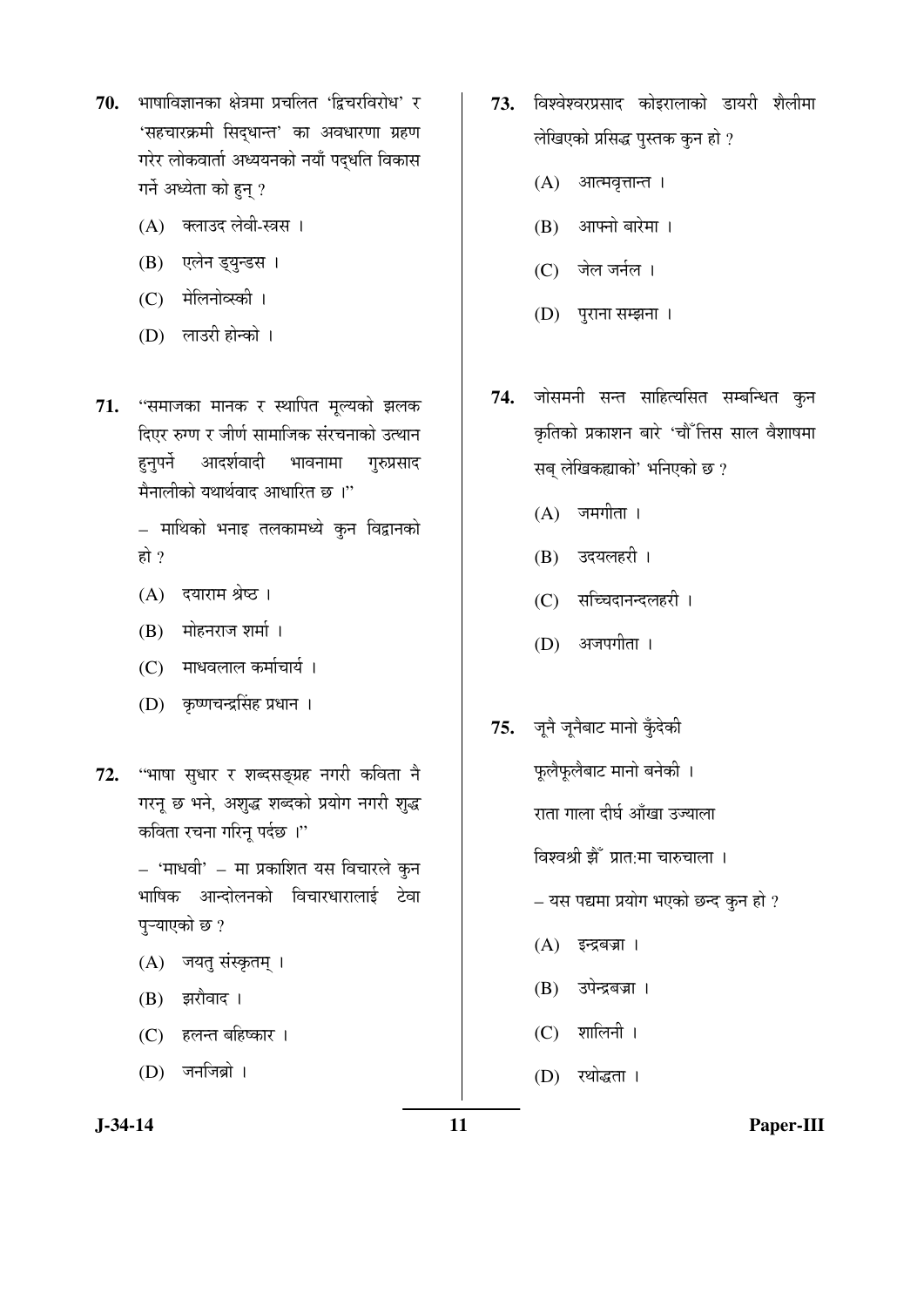70. भाषाविज्ञानका क्षेत्रमा प्रचलित 'द्विचरविरोध' र 'सहचारक्रमी सिद्धान्त' का अवधारणा ग्रहण गरेर लोकवार्ता अध्ययनको नयाँ पद्धति विकास गर्ने अध्येता को हुन् ?

(A) क्लाउद लेवी-स्त्रस ।

(B) एलेन ड्युन्डस ।

(C) मेलिनोव्स्की ।

(D) लाउरी होन्को ।

71. "समाजका मानक र स्थापित मूल्यको झलक दिएर रुग्ण र जीर्ण सामाजिक संरचनाको उत्थान हुनुपर्ने आदर्शवादी भावनामा गुरुप्रसाद मैनालीको यथार्थवाद आधारित छ ।"

– माथिको भनाइ तलकामध्ये कुन विद्वानको हो ?

(A) दयाराम श्रेष्ठ ।

(B) मोहनराज शर्मा ।

(C) माधवलाल कर्माचार्य ।

(D) कृष्णचन्द्रसिंह प्रधान ।

72. "भाषा सुधार र शब्दसङ्ग्रह नगरी कविता नै गरनू छ भने, अशुद्ध शब्दको प्रयोग नगरी शुद्ध कविता रचना गरिनू पर्दछ ।"

– 'माधवी' – मा प्रकाशित यस विचारले कुन भाषिक आन्दोलनको विचारधारालाई टेवा पुऱ्याएको छ ?

(A) जयतु संस्कृतम् ।

(B) झर्रोवाद ।

(C) हलन्त बहिष्कार ।

(D) जनजिब्रो ।

73. विश्वेश्वरप्रसाद कोइरालाको डायरी शैलीमा लेखिएको प्रसिद्ध पुस्तक कुन हो ?

(A) आत्मवृत्तान्त ।

(B) आफ्नो बारेमा ।

(C) जेल जर्नल ।

(D) पुराना सम्झना ।

74. जोसमनी सन्त साहित्यसित सम्बन्धित कुन कृतिको प्रकाशन बारे 'चौँत्तिस साल वैशाषमा सब् लेखिकह्याको' भनिएको छ ?

(A) जमगीता ।

(B) उदयलहरी ।

(C) सच्चिदानन्दलहरी ।

(D) अजपगीता ।

75. जूनै जूनैबाट मानो कुँदेकी

फूलैफूलैबाट मानो बनेकी ।

राता गाला दीर्घ आँखा उज्याला

विश्वश्री झैँ प्रात:मा चारुचाला ।

– यस पद्यमा प्रयोग भएको छन्द कुन हो ?

(A) इन्द्रबज्रा ।

(B) उपेन्द्रबज्रा ।

(C) शालिनी ।

(D) रथोद्धता ।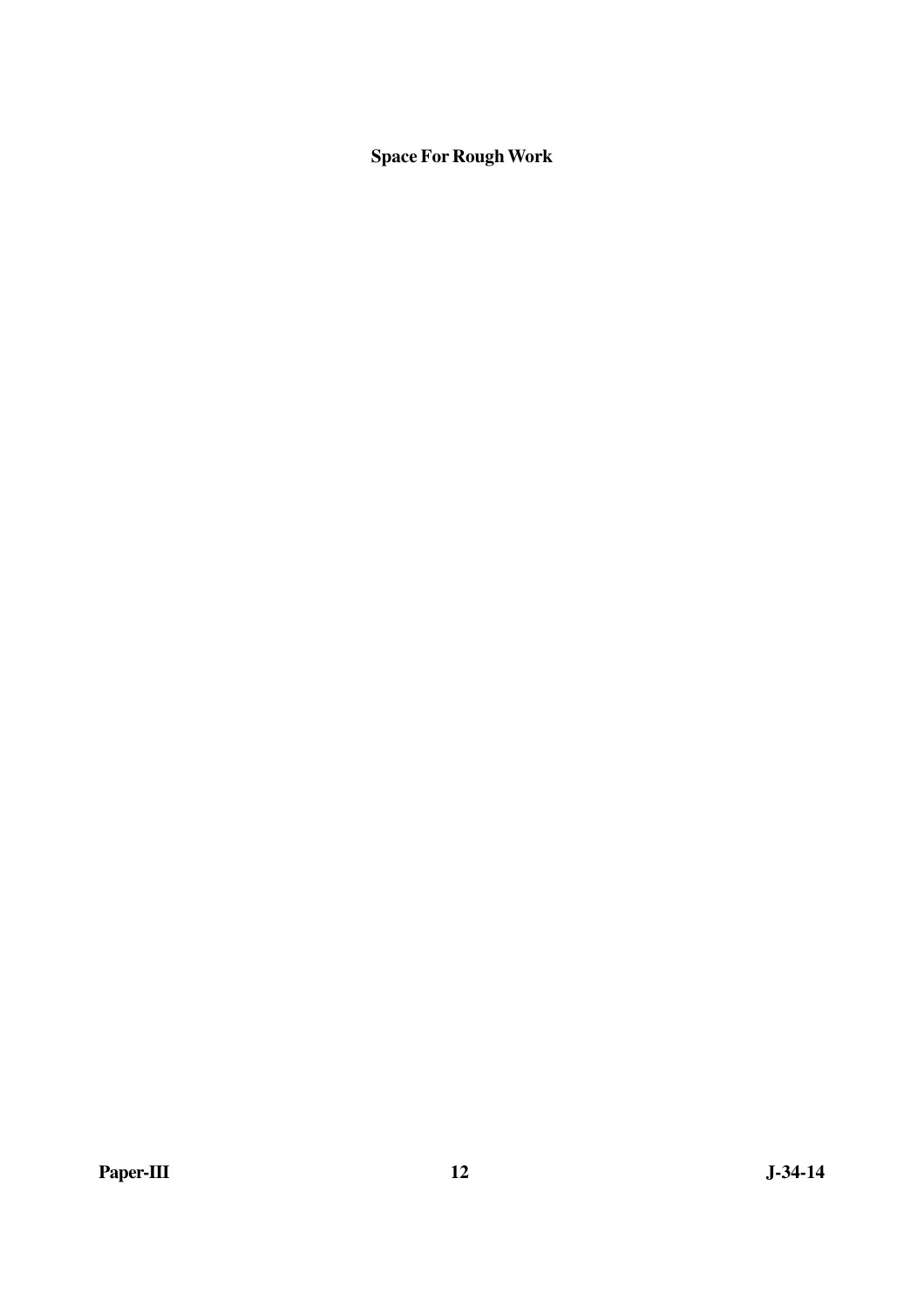**Space For Rough Work**